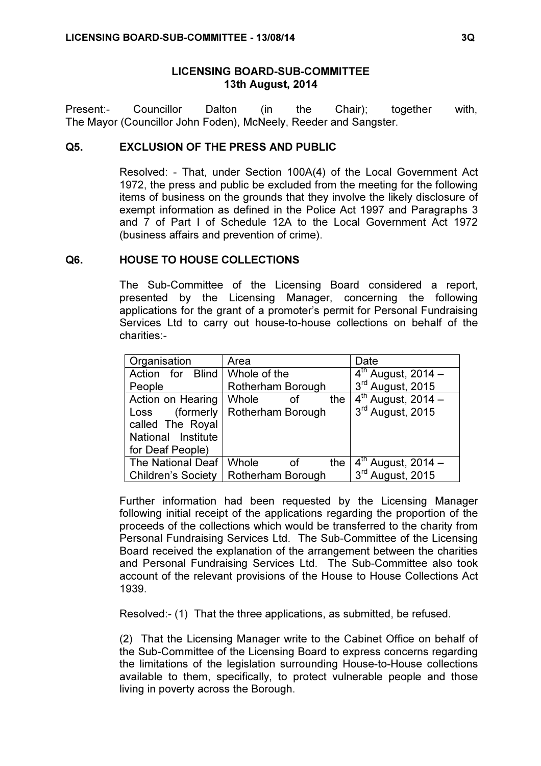# LICENSING BOARD-SUB-COMMITTEE
## 13th August, 2014

Present:- Councillor Dalton (in the Chair); together with, The Mayor (Councillor John Foden), McNeely, Reeder and Sangster.

### Q5. EXCLUSION OF THE PRESS AND PUBLIC

Resolved: - That, under Section 100A(4) of the Local Government Act 1972, the press and public be excluded from the meeting for the following items of business on the grounds that they involve the likely disclosure of exempt information as defined in the Police Act 1997 and Paragraphs 3 and 7 of Part I of Schedule 12A to the Local Government Act 1972 (business affairs and prevention of crime).

### Q6. HOUSE TO HOUSE COLLECTIONS

The Sub-Committee of the Licensing Board considered a report, presented by the Licensing Manager, concerning the following applications for the grant of a promoter's permit for Personal Fundraising Services Ltd to carry out house-to-house collections on behalf of the charities:-

| Organisation | Area | Date |
|---|---|---|
| Action for Blind People | Whole of the Rotherham Borough | 4th August, 2014 – 3rd August, 2015 |
| Action on Hearing Loss (formerly called The Royal National Institute for Deaf People) | Whole of the Rotherham Borough | 4th August, 2014 – 3rd August, 2015 |
| The National Deaf Children's Society | Whole of the Rotherham Borough | 4th August, 2014 – 3rd August, 2015 |

Further information had been requested by the Licensing Manager following initial receipt of the applications regarding the proportion of the proceeds of the collections which would be transferred to the charity from Personal Fundraising Services Ltd. The Sub-Committee of the Licensing Board received the explanation of the arrangement between the charities and Personal Fundraising Services Ltd. The Sub-Committee also took account of the relevant provisions of the House to House Collections Act 1939.

Resolved:- (1) That the three applications, as submitted, be refused.

(2) That the Licensing Manager write to the Cabinet Office on behalf of the Sub-Committee of the Licensing Board to express concerns regarding the limitations of the legislation surrounding House-to-House collections available to them, specifically, to protect vulnerable people and those living in poverty across the Borough.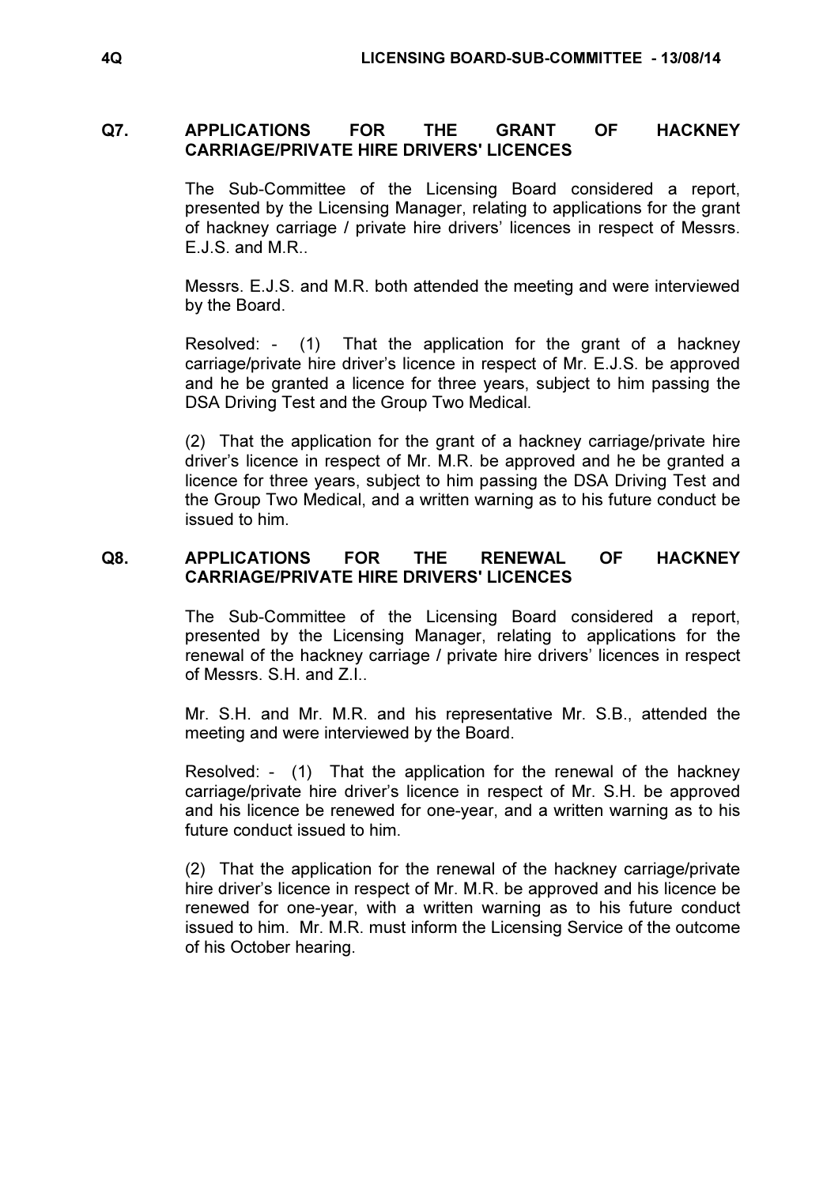## Q7. APPLICATIONS FOR THE GRANT OF HACKNEY CARRIAGE/PRIVATE HIRE DRIVERS' LICENCES

The Sub-Committee of the Licensing Board considered a report, presented by the Licensing Manager, relating to applications for the grant of hackney carriage / private hire drivers' licences in respect of Messrs. E.J.S. and M.R..

Messrs. E.J.S. and M.R. both attended the meeting and were interviewed by the Board.

Resolved: - (1) That the application for the grant of a hackney carriage/private hire driver's licence in respect of Mr. E.J.S. be approved and he be granted a licence for three years, subject to him passing the DSA Driving Test and the Group Two Medical.

(2) That the application for the grant of a hackney carriage/private hire driver's licence in respect of Mr. M.R. be approved and he be granted a licence for three years, subject to him passing the DSA Driving Test and the Group Two Medical, and a written warning as to his future conduct be issued to him.

## Q8. APPLICATIONS FOR THE RENEWAL OF HACKNEY CARRIAGE/PRIVATE HIRE DRIVERS' LICENCES

The Sub-Committee of the Licensing Board considered a report, presented by the Licensing Manager, relating to applications for the renewal of the hackney carriage / private hire drivers' licences in respect of Messrs. S.H. and Z.I..

Mr. S.H. and Mr. M.R. and his representative Mr. S.B., attended the meeting and were interviewed by the Board.

Resolved: - (1) That the application for the renewal of the hackney carriage/private hire driver's licence in respect of Mr. S.H. be approved and his licence be renewed for one-year, and a written warning as to his future conduct issued to him.

(2) That the application for the renewal of the hackney carriage/private hire driver's licence in respect of Mr. M.R. be approved and his licence be renewed for one-year, with a written warning as to his future conduct issued to him. Mr. M.R. must inform the Licensing Service of the outcome of his October hearing.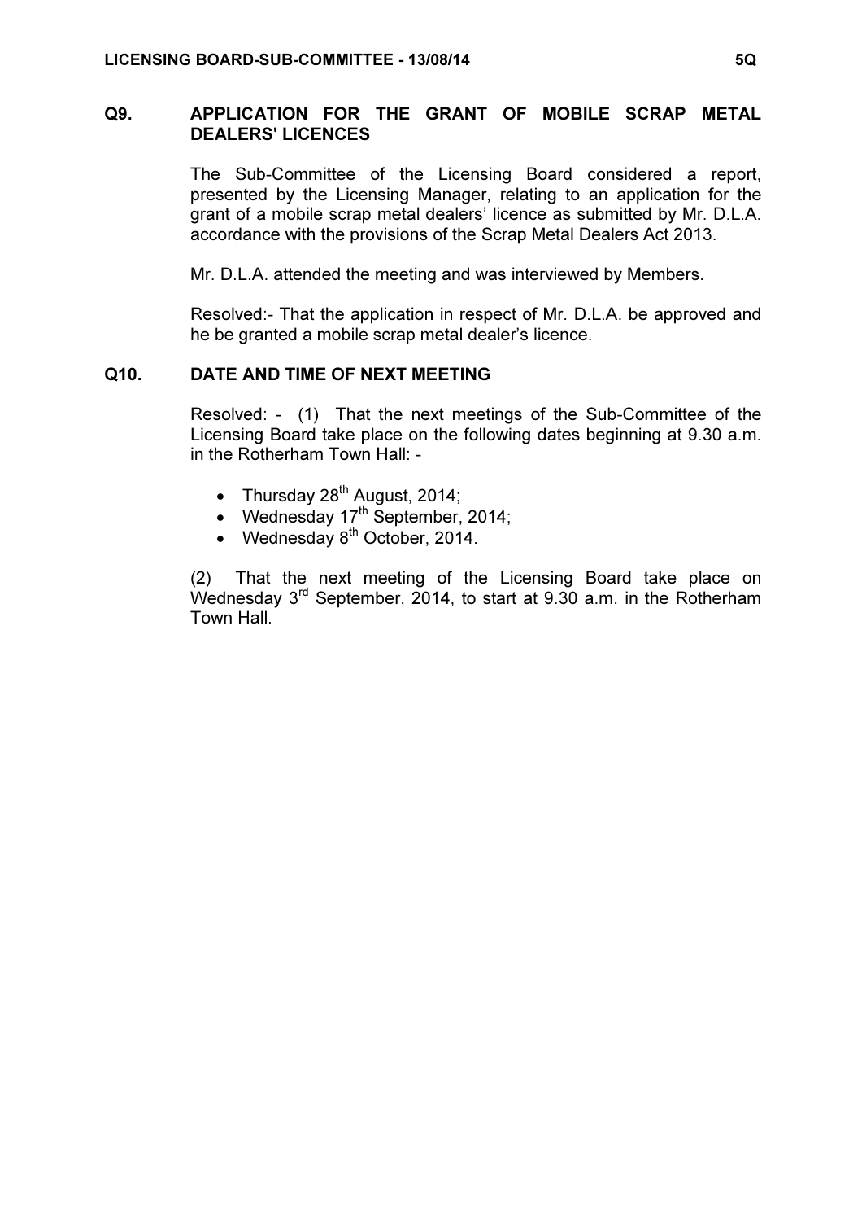### Q9. APPLICATION FOR THE GRANT OF MOBILE SCRAP METAL DEALERS' LICENCES

The Sub-Committee of the Licensing Board considered a report, presented by the Licensing Manager, relating to an application for the grant of a mobile scrap metal dealers' licence as submitted by Mr. D.L.A. accordance with the provisions of the Scrap Metal Dealers Act 2013.

Mr. D.L.A. attended the meeting and was interviewed by Members.

Resolved:- That the application in respect of Mr. D.L.A. be approved and he be granted a mobile scrap metal dealer's licence.

### Q10. DATE AND TIME OF NEXT MEETING

Resolved: - (1) That the next meetings of the Sub-Committee of the Licensing Board take place on the following dates beginning at 9.30 a.m. in the Rotherham Town Hall: -

- Thursday 28th August, 2014;
- Wednesday 17th September, 2014;
- Wednesday 8th October, 2014.

(2) That the next meeting of the Licensing Board take place on Wednesday 3rd September, 2014, to start at 9.30 a.m. in the Rotherham Town Hall.